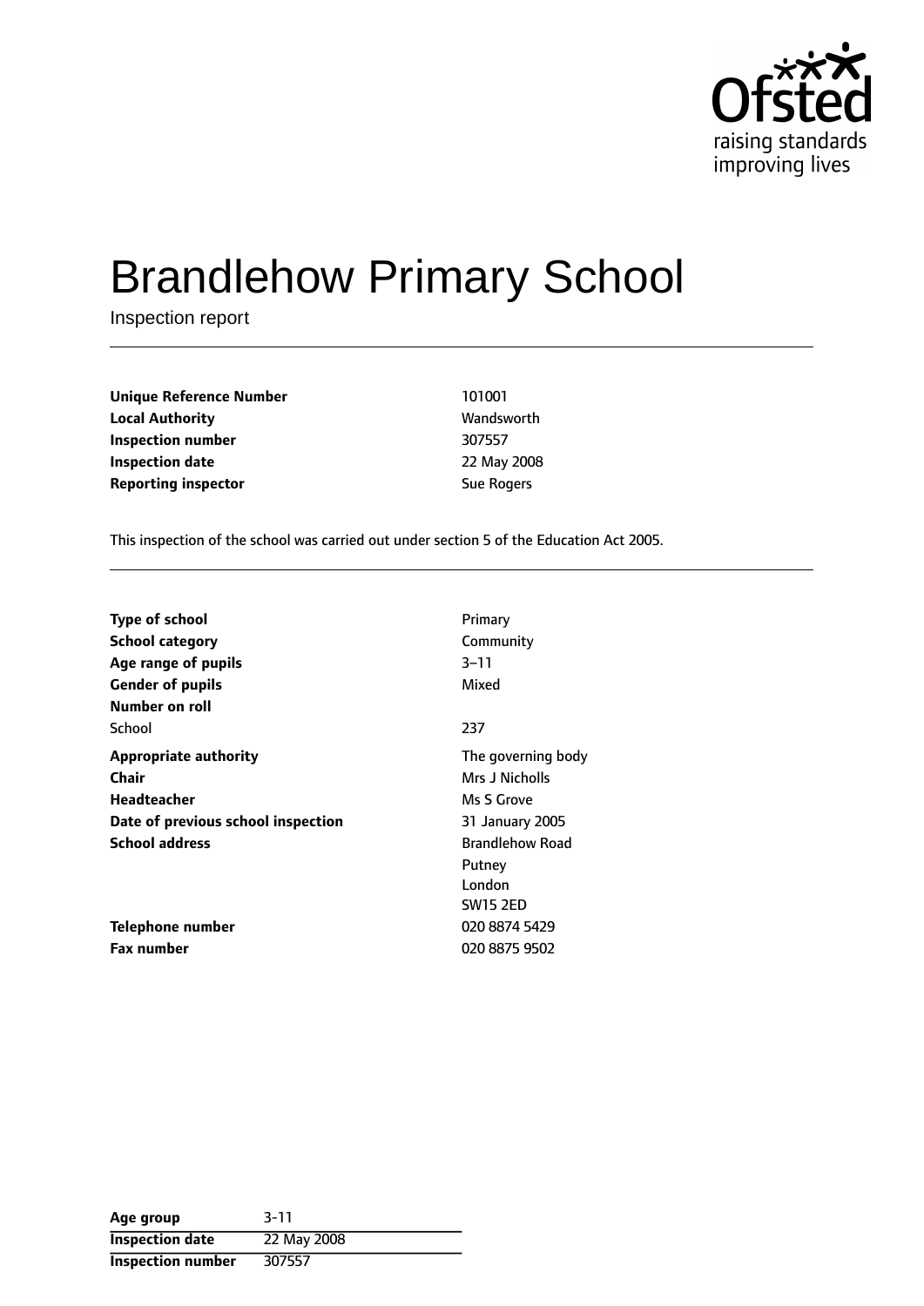# Brandlehow Primary School

Inspection report

| | |
|---|---|
| **Unique Reference Number** | 101001 |
| **Local Authority** | Wandsworth |
| **Inspection number** | 307557 |
| **Inspection date** | 22 May 2008 |
| **Reporting inspector** | Sue Rogers |

This inspection of the school was carried out under section 5 of the Education Act 2005.

| | |
|---|---|
| **Type of school** | Primary |
| **School category** | Community |
| **Age range of pupils** | 3–11 |
| **Gender of pupils** | Mixed |
| **Number on roll** | |
| School | 237 |
| **Appropriate authority** | The governing body |
| **Chair** | Mrs J Nicholls |
| **Headteacher** | Ms S Grove |
| **Date of previous school inspection** | 31 January 2005 |
| **School address** | Brandlehow Road<br>Putney<br>London<br>SW15 2ED |
| **Telephone number** | 020 8874 5429 |
| **Fax number** | 020 8875 9502 |

| | |
|---|---|
| **Age group** | 3-11 |
| **Inspection date** | 22 May 2008 |
| **Inspection number** | 307557 |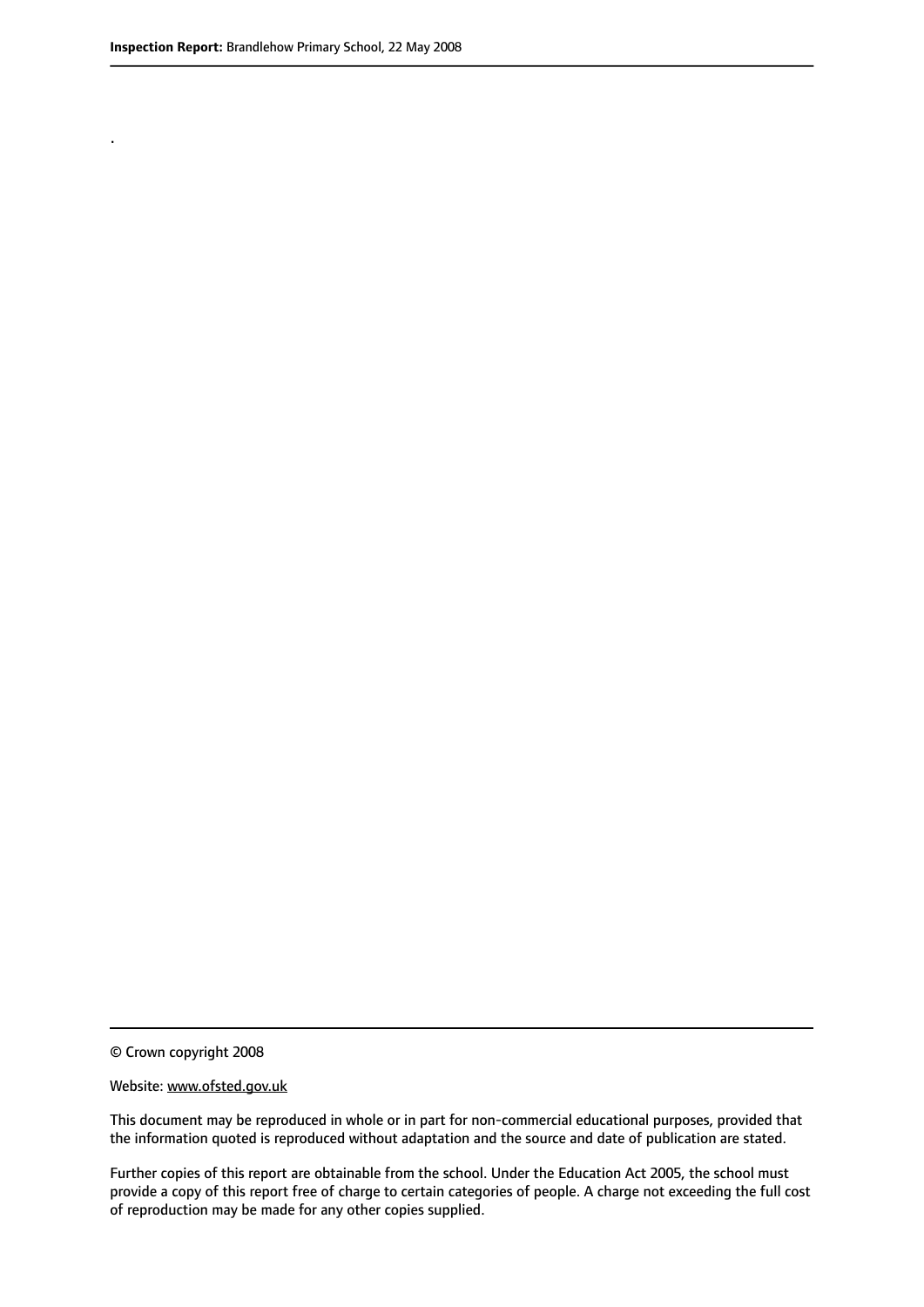.

© Crown copyright 2008

Website: www.ofsted.gov.uk

This document may be reproduced in whole or in part for non-commercial educational purposes, provided that the information quoted is reproduced without adaptation and the source and date of publication are stated.

Further copies of this report are obtainable from the school. Under the Education Act 2005, the school must provide a copy of this report free of charge to certain categories of people. A charge not exceeding the full cost of reproduction may be made for any other copies supplied.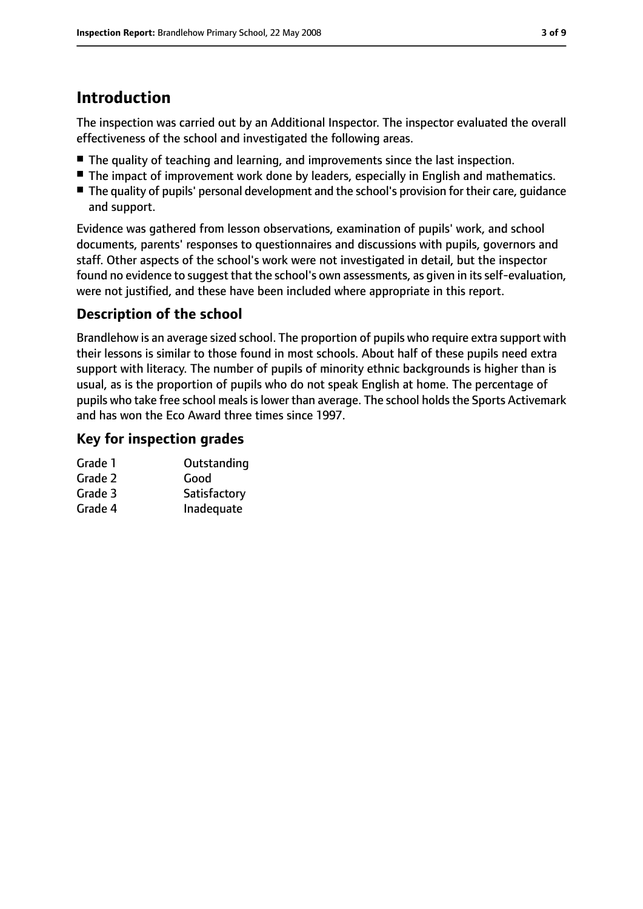# Introduction

The inspection was carried out by an Additional Inspector. The inspector evaluated the overall effectiveness of the school and investigated the following areas.

- The quality of teaching and learning, and improvements since the last inspection.
- The impact of improvement work done by leaders, especially in English and mathematics.
- The quality of pupils' personal development and the school's provision for their care, guidance and support.

Evidence was gathered from lesson observations, examination of pupils' work, and school documents, parents' responses to questionnaires and discussions with pupils, governors and staff. Other aspects of the school's work were not investigated in detail, but the inspector found no evidence to suggest that the school's own assessments, as given in its self-evaluation, were not justified, and these have been included where appropriate in this report.

## Description of the school

Brandlehow is an average sized school. The proportion of pupils who require extra support with their lessons is similar to those found in most schools. About half of these pupils need extra support with literacy. The number of pupils of minority ethnic backgrounds is higher than is usual, as is the proportion of pupils who do not speak English at home. The percentage of pupils who take free school meals is lower than average. The school holds the Sports Activemark and has won the Eco Award three times since 1997.

## Key for inspection grades

| | |
|---|---|
| Grade 1 | Outstanding |
| Grade 2 | Good |
| Grade 3 | Satisfactory |
| Grade 4 | Inadequate |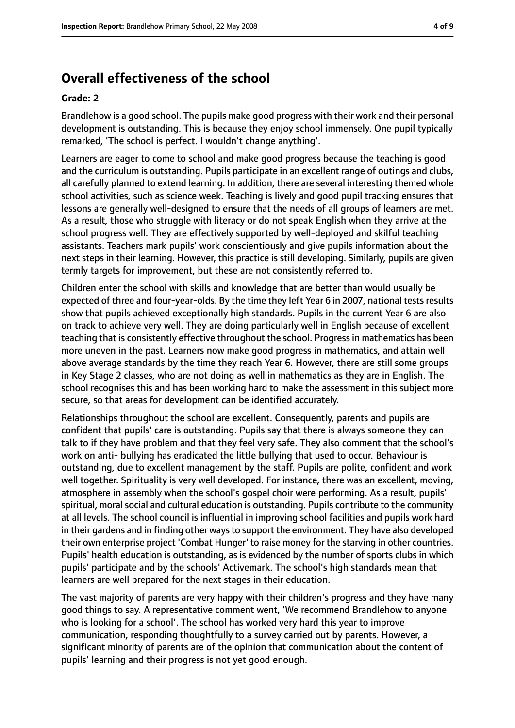## Overall effectiveness of the school

**Grade: 2**

Brandlehow is a good school. The pupils make good progress with their work and their personal development is outstanding. This is because they enjoy school immensely. One pupil typically remarked, 'The school is perfect. I wouldn't change anything'.

Learners are eager to come to school and make good progress because the teaching is good and the curriculum is outstanding. Pupils participate in an excellent range of outings and clubs, all carefully planned to extend learning. In addition, there are several interesting themed whole school activities, such as science week. Teaching is lively and good pupil tracking ensures that lessons are generally well-designed to ensure that the needs of all groups of learners are met. As a result, those who struggle with literacy or do not speak English when they arrive at the school progress well. They are effectively supported by well-deployed and skilful teaching assistants. Teachers mark pupils' work conscientiously and give pupils information about the next steps in their learning. However, this practice is still developing. Similarly, pupils are given termly targets for improvement, but these are not consistently referred to.

Children enter the school with skills and knowledge that are better than would usually be expected of three and four-year-olds. By the time they left Year 6 in 2007, national tests results show that pupils achieved exceptionally high standards. Pupils in the current Year 6 are also on track to achieve very well. They are doing particularly well in English because of excellent teaching that is consistently effective throughout the school. Progress in mathematics has been more uneven in the past. Learners now make good progress in mathematics, and attain well above average standards by the time they reach Year 6. However, there are still some groups in Key Stage 2 classes, who are not doing as well in mathematics as they are in English. The school recognises this and has been working hard to make the assessment in this subject more secure, so that areas for development can be identified accurately.

Relationships throughout the school are excellent. Consequently, parents and pupils are confident that pupils' care is outstanding. Pupils say that there is always someone they can talk to if they have problem and that they feel very safe. They also comment that the school's work on anti- bullying has eradicated the little bullying that used to occur. Behaviour is outstanding, due to excellent management by the staff. Pupils are polite, confident and work well together. Spirituality is very well developed. For instance, there was an excellent, moving, atmosphere in assembly when the school's gospel choir were performing. As a result, pupils' spiritual, moral social and cultural education is outstanding. Pupils contribute to the community at all levels. The school council is influential in improving school facilities and pupils work hard in their gardens and in finding other ways to support the environment. They have also developed their own enterprise project 'Combat Hunger' to raise money for the starving in other countries. Pupils' health education is outstanding, as is evidenced by the number of sports clubs in which pupils' participate and by the schools' Activemark. The school's high standards mean that learners are well prepared for the next stages in their education.

The vast majority of parents are very happy with their children's progress and they have many good things to say. A representative comment went, 'We recommend Brandlehow to anyone who is looking for a school'. The school has worked very hard this year to improve communication, responding thoughtfully to a survey carried out by parents. However, a significant minority of parents are of the opinion that communication about the content of pupils' learning and their progress is not yet good enough.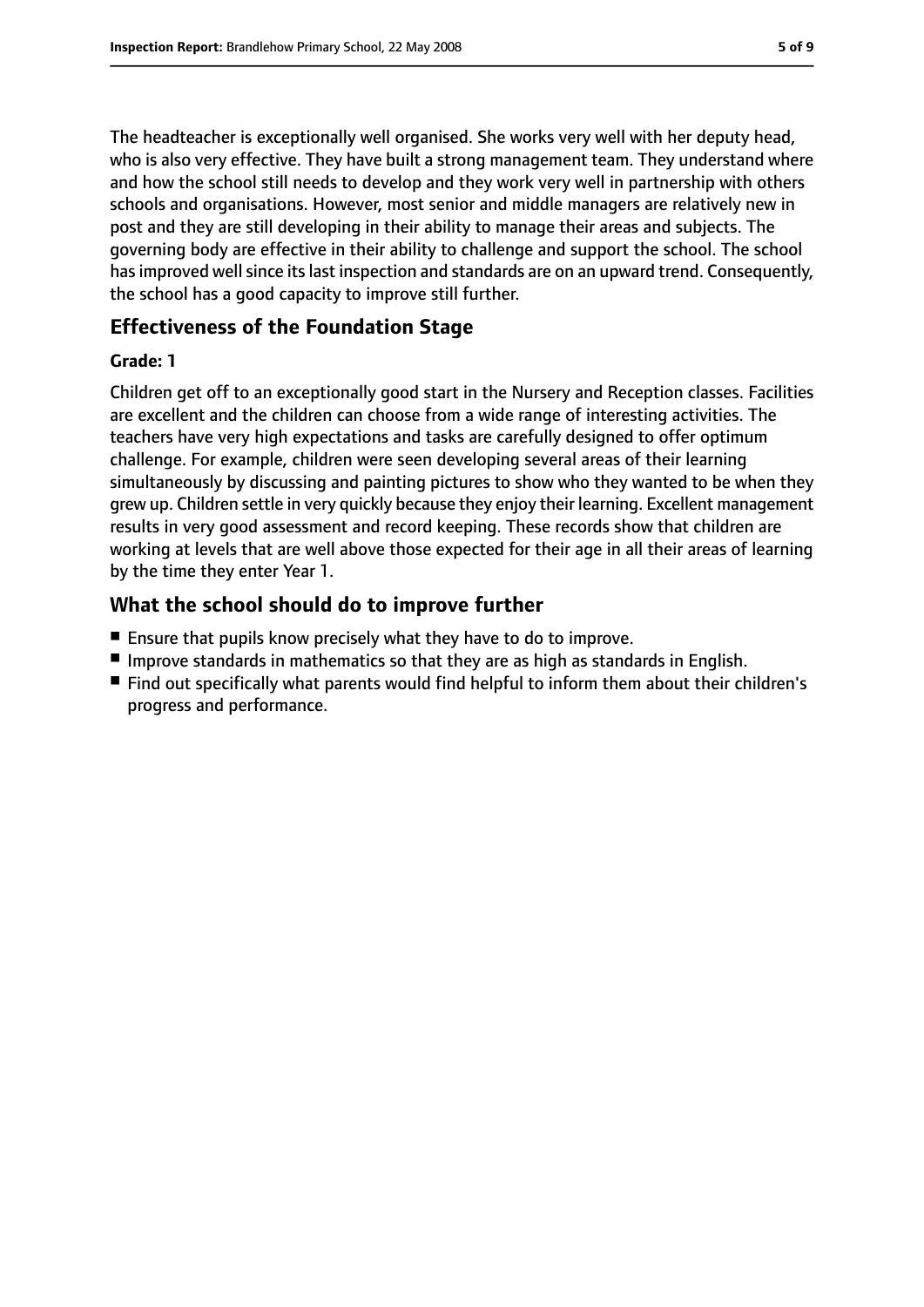The headteacher is exceptionally well organised. She works very well with her deputy head, who is also very effective. They have built a strong management team. They understand where and how the school still needs to develop and they work very well in partnership with others schools and organisations. However, most senior and middle managers are relatively new in post and they are still developing in their ability to manage their areas and subjects. The governing body are effective in their ability to challenge and support the school. The school has improved well since its last inspection and standards are on an upward trend. Consequently, the school has a good capacity to improve still further.

## Effectiveness of the Foundation Stage

**Grade: 1**

Children get off to an exceptionally good start in the Nursery and Reception classes. Facilities are excellent and the children can choose from a wide range of interesting activities. The teachers have very high expectations and tasks are carefully designed to offer optimum challenge. For example, children were seen developing several areas of their learning simultaneously by discussing and painting pictures to show who they wanted to be when they grew up. Children settle in very quickly because they enjoy their learning. Excellent management results in very good assessment and record keeping. These records show that children are working at levels that are well above those expected for their age in all their areas of learning by the time they enter Year 1.

## What the school should do to improve further

- Ensure that pupils know precisely what they have to do to improve.
- Improve standards in mathematics so that they are as high as standards in English.
- Find out specifically what parents would find helpful to inform them about their children's progress and performance.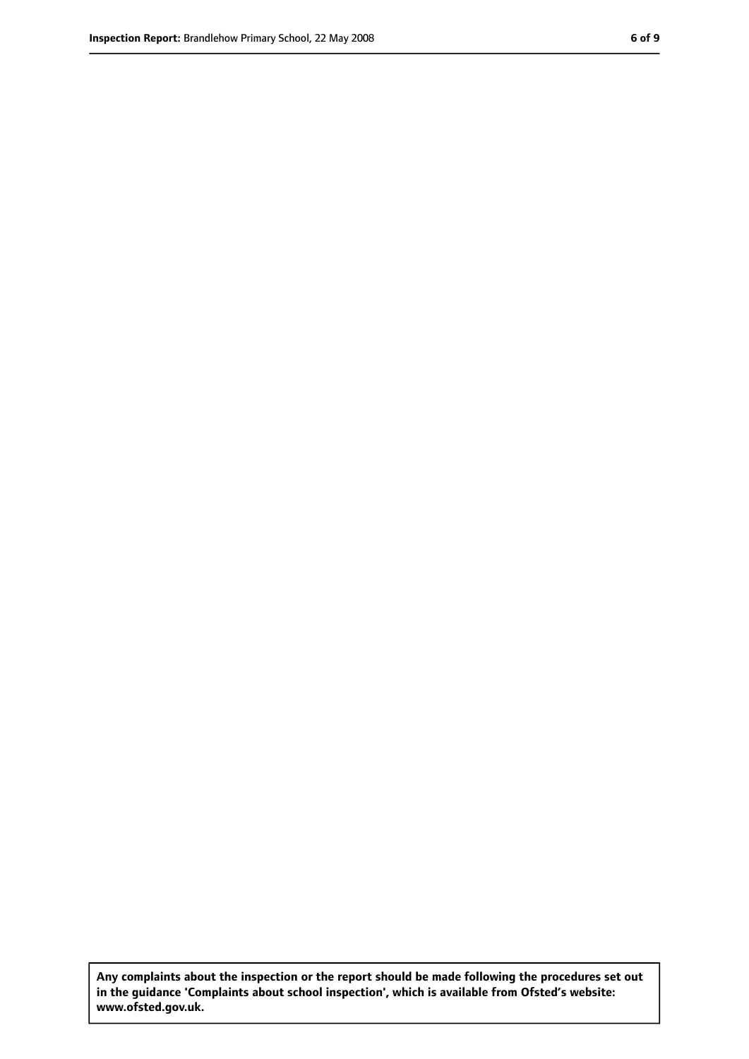**Any complaints about the inspection or the report should be made following the procedures set out in the guidance 'Complaints about school inspection', which is available from Ofsted's website: www.ofsted.gov.uk.**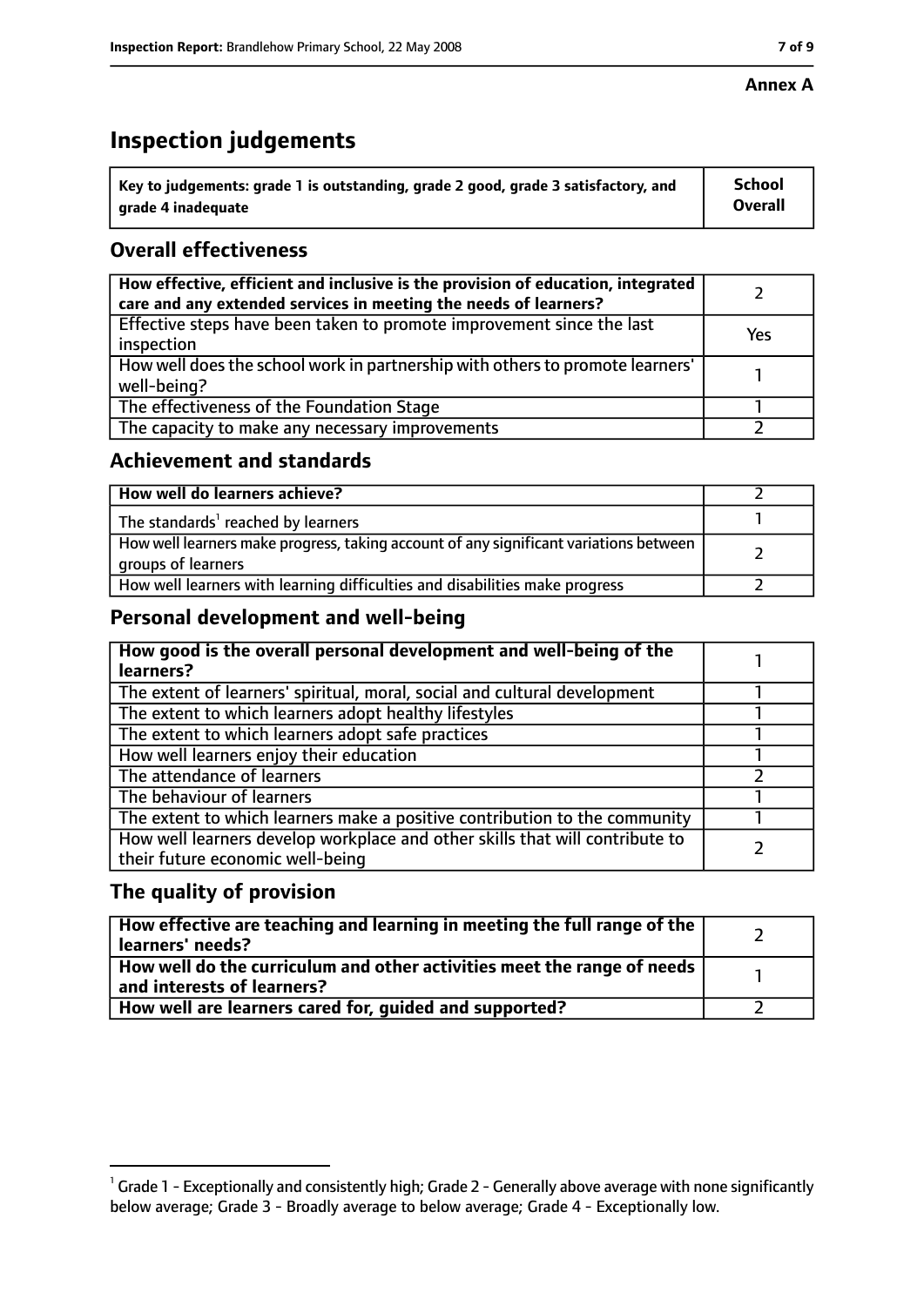**Annex A**

# Inspection judgements

| Key to judgements: grade 1 is outstanding, grade 2 good, grade 3 satisfactory, and grade 4 inadequate | School Overall |
| --- | --- |

## Overall effectiveness

| | |
| --- | --- |
| How effective, efficient and inclusive is the provision of education, integrated care and any extended services in meeting the needs of learners? | 2 |
| Effective steps have been taken to promote improvement since the last inspection | Yes |
| How well does the school work in partnership with others to promote learners' well-being? | 1 |
| The effectiveness of the Foundation Stage | 1 |
| The capacity to make any necessary improvements | 2 |

## Achievement and standards

| | |
| --- | --- |
| How well do learners achieve? | 2 |
| The standards[1] reached by learners | 1 |
| How well learners make progress, taking account of any significant variations between groups of learners | 2 |
| How well learners with learning difficulties and disabilities make progress | 2 |

## Personal development and well-being

| | |
| --- | --- |
| How good is the overall personal development and well-being of the learners? | 1 |
| The extent of learners' spiritual, moral, social and cultural development | 1 |
| The extent to which learners adopt healthy lifestyles | 1 |
| The extent to which learners adopt safe practices | 1 |
| How well learners enjoy their education | 1 |
| The attendance of learners | 2 |
| The behaviour of learners | 1 |
| The extent to which learners make a positive contribution to the community | 1 |
| How well learners develop workplace and other skills that will contribute to their future economic well-being | 2 |

## The quality of provision

| | |
| --- | --- |
| How effective are teaching and learning in meeting the full range of the learners' needs? | 2 |
| How well do the curriculum and other activities meet the range of needs and interests of learners? | 1 |
| How well are learners cared for, guided and supported? | 2 |

[1] Grade 1 - Exceptionally and consistently high; Grade 2 - Generally above average with none significantly below average; Grade 3 - Broadly average to below average; Grade 4 - Exceptionally low.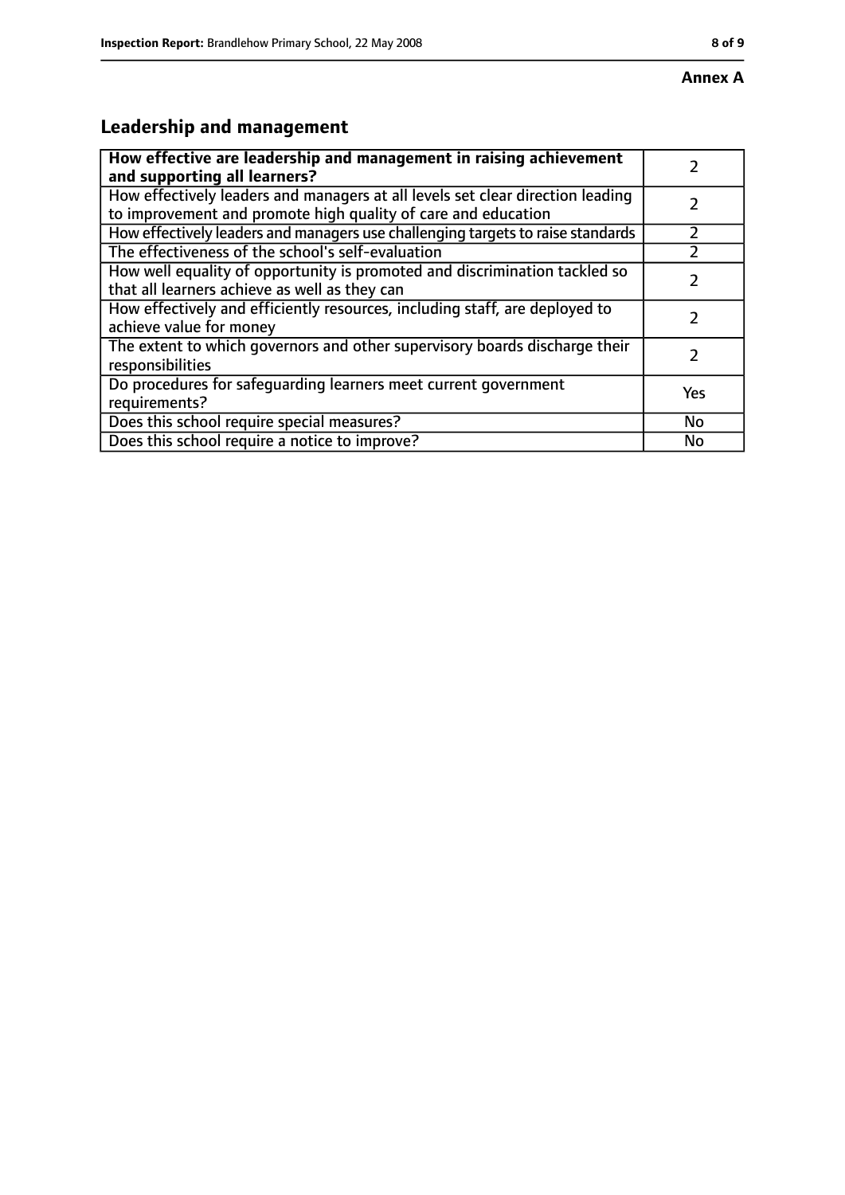**Annex A**

## Leadership and management

| | |
|---|---|
| **How effective are leadership and management in raising achievement and supporting all learners?** | 2 |
| How effectively leaders and managers at all levels set clear direction leading to improvement and promote high quality of care and education | 2 |
| How effectively leaders and managers use challenging targets to raise standards | 2 |
| The effectiveness of the school's self-evaluation | 2 |
| How well equality of opportunity is promoted and discrimination tackled so that all learners achieve as well as they can | 2 |
| How effectively and efficiently resources, including staff, are deployed to achieve value for money | 2 |
| The extent to which governors and other supervisory boards discharge their responsibilities | 2 |
| Do procedures for safeguarding learners meet current government requirements? | Yes |
| Does this school require special measures? | No |
| Does this school require a notice to improve? | No |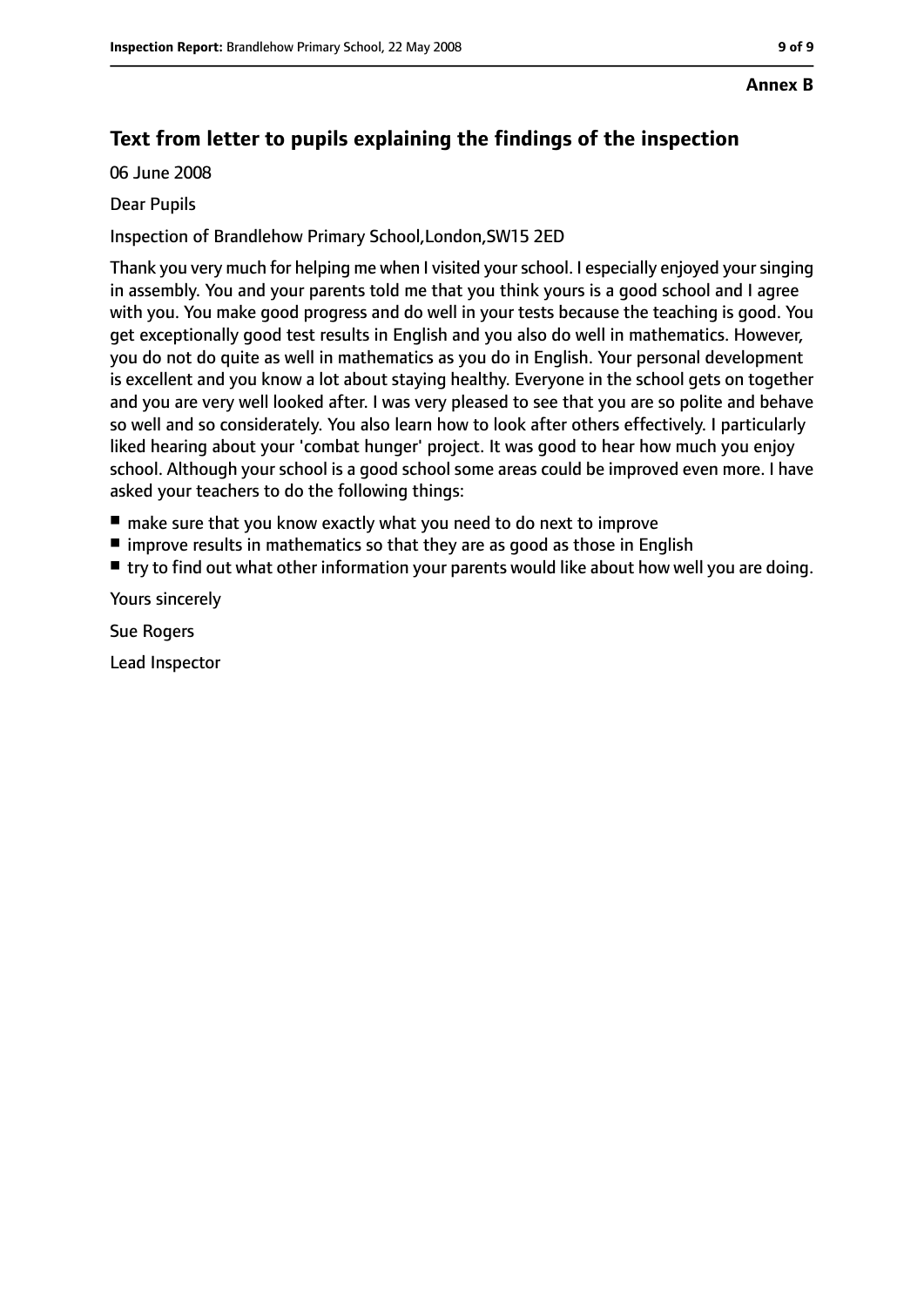**Annex B**

## Text from letter to pupils explaining the findings of the inspection

06 June 2008

Dear Pupils

Inspection of Brandlehow Primary School,London,SW15 2ED

Thank you very much for helping me when I visited your school. I especially enjoyed your singing in assembly. You and your parents told me that you think yours is a good school and I agree with you. You make good progress and do well in your tests because the teaching is good. You get exceptionally good test results in English and you also do well in mathematics. However, you do not do quite as well in mathematics as you do in English. Your personal development is excellent and you know a lot about staying healthy. Everyone in the school gets on together and you are very well looked after. I was very pleased to see that you are so polite and behave so well and so considerately. You also learn how to look after others effectively. I particularly liked hearing about your 'combat hunger' project. It was good to hear how much you enjoy school. Although your school is a good school some areas could be improved even more. I have asked your teachers to do the following things:

- make sure that you know exactly what you need to do next to improve
- improve results in mathematics so that they are as good as those in English
- try to find out what other information your parents would like about how well you are doing.

Yours sincerely

Sue Rogers

Lead Inspector